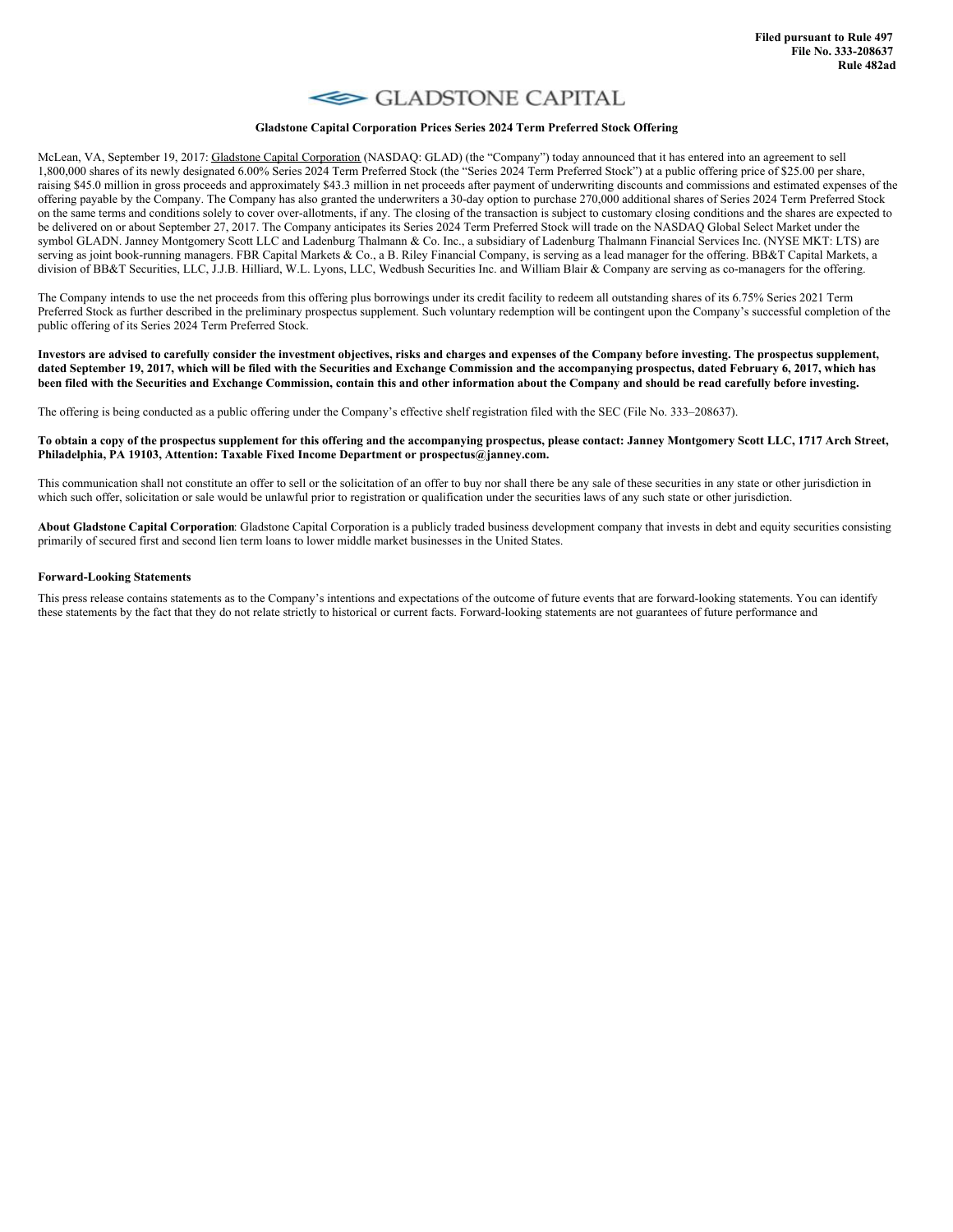Filed pursuant to Rule 497
File No. 333-208637
Rule 482ad

GLADSTONE CAPITAL

**Gladstone Capital Corporation Prices Series 2024 Term Preferred Stock Offering**

McLean, VA, September 19, 2017: Gladstone Capital Corporation (NASDAQ: GLAD) (the "Company") today announced that it has entered into an agreement to sell 1,800,000 shares of its newly designated 6.00% Series 2024 Term Preferred Stock (the "Series 2024 Term Preferred Stock") at a public offering price of $25.00 per share, raising $45.0 million in gross proceeds and approximately $43.3 million in net proceeds after payment of underwriting discounts and commissions and estimated expenses of the offering payable by the Company. The Company has also granted the underwriters a 30-day option to purchase 270,000 additional shares of Series 2024 Term Preferred Stock on the same terms and conditions solely to cover over-allotments, if any. The closing of the transaction is subject to customary closing conditions and the shares are expected to be delivered on or about September 27, 2017. The Company anticipates its Series 2024 Term Preferred Stock will trade on the NASDAQ Global Select Market under the symbol GLADN. Janney Montgomery Scott LLC and Ladenburg Thalmann & Co. Inc., a subsidiary of Ladenburg Thalmann Financial Services Inc. (NYSE MKT: LTS) are serving as joint book-running managers. FBR Capital Markets & Co., a B. Riley Financial Company, is serving as a lead manager for the offering. BB&T Capital Markets, a division of BB&T Securities, LLC, J.J.B. Hilliard, W.L. Lyons, LLC, Wedbush Securities Inc. and William Blair & Company are serving as co-managers for the offering.

The Company intends to use the net proceeds from this offering plus borrowings under its credit facility to redeem all outstanding shares of its 6.75% Series 2021 Term Preferred Stock as further described in the preliminary prospectus supplement. Such voluntary redemption will be contingent upon the Company's successful completion of the public offering of its Series 2024 Term Preferred Stock.

**Investors are advised to carefully consider the investment objectives, risks and charges and expenses of the Company before investing. The prospectus supplement, dated September 19, 2017, which will be filed with the Securities and Exchange Commission and the accompanying prospectus, dated February 6, 2017, which has been filed with the Securities and Exchange Commission, contain this and other information about the Company and should be read carefully before investing.**

The offering is being conducted as a public offering under the Company's effective shelf registration filed with the SEC (File No. 333–208637).

**To obtain a copy of the prospectus supplement for this offering and the accompanying prospectus, please contact: Janney Montgomery Scott LLC, 1717 Arch Street, Philadelphia, PA 19103, Attention: Taxable Fixed Income Department or prospectus@janney.com.**

This communication shall not constitute an offer to sell or the solicitation of an offer to buy nor shall there be any sale of these securities in any state or other jurisdiction in which such offer, solicitation or sale would be unlawful prior to registration or qualification under the securities laws of any such state or other jurisdiction.

**About Gladstone Capital Corporation**: Gladstone Capital Corporation is a publicly traded business development company that invests in debt and equity securities consisting primarily of secured first and second lien term loans to lower middle market businesses in the United States.

**Forward-Looking Statements**

This press release contains statements as to the Company's intentions and expectations of the outcome of future events that are forward-looking statements. You can identify these statements by the fact that they do not relate strictly to historical or current facts. Forward-looking statements are not guarantees of future performance and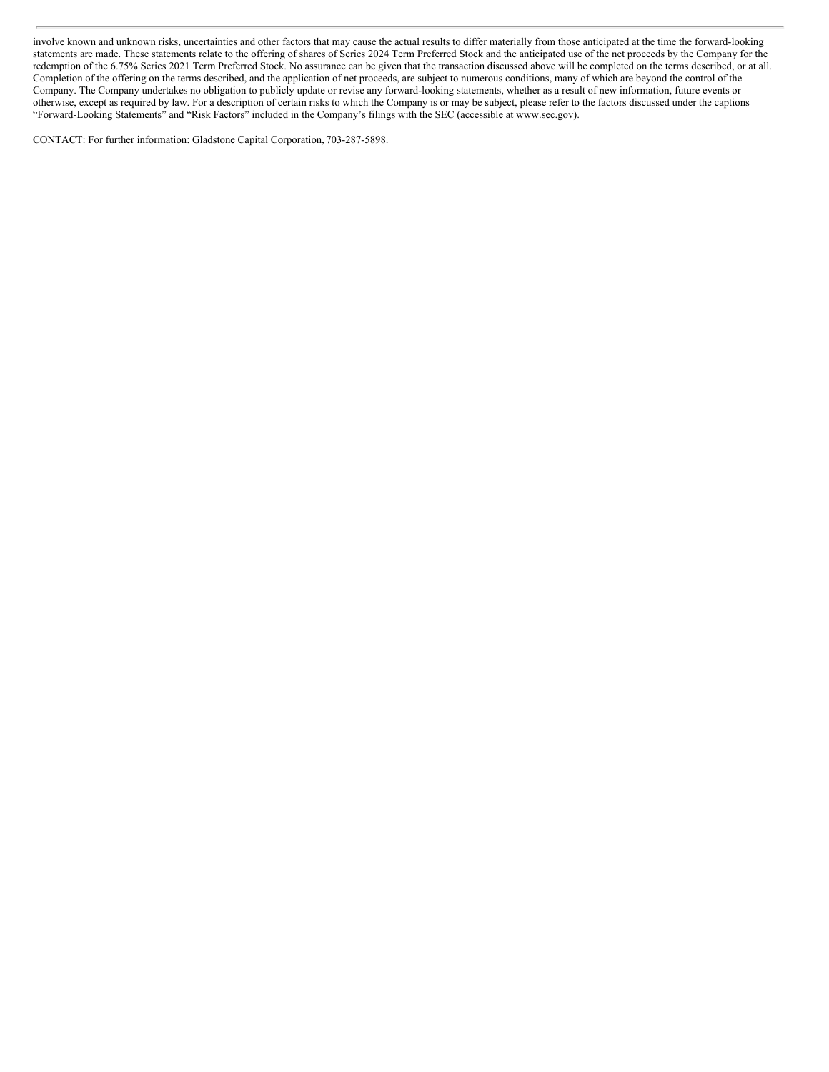involve known and unknown risks, uncertainties and other factors that may cause the actual results to differ materially from those anticipated at the time the forward-looking statements are made. These statements relate to the offering of shares of Series 2024 Term Preferred Stock and the anticipated use of the net proceeds by the Company for the redemption of the 6.75% Series 2021 Term Preferred Stock. No assurance can be given that the transaction discussed above will be completed on the terms described, or at all. Completion of the offering on the terms described, and the application of net proceeds, are subject to numerous conditions, many of which are beyond the control of the Company. The Company undertakes no obligation to publicly update or revise any forward-looking statements, whether as a result of new information, future events or otherwise, except as required by law. For a description of certain risks to which the Company is or may be subject, please refer to the factors discussed under the captions "Forward-Looking Statements" and "Risk Factors" included in the Company's filings with the SEC (accessible at www.sec.gov).

CONTACT: For further information: Gladstone Capital Corporation, 703-287-5898.